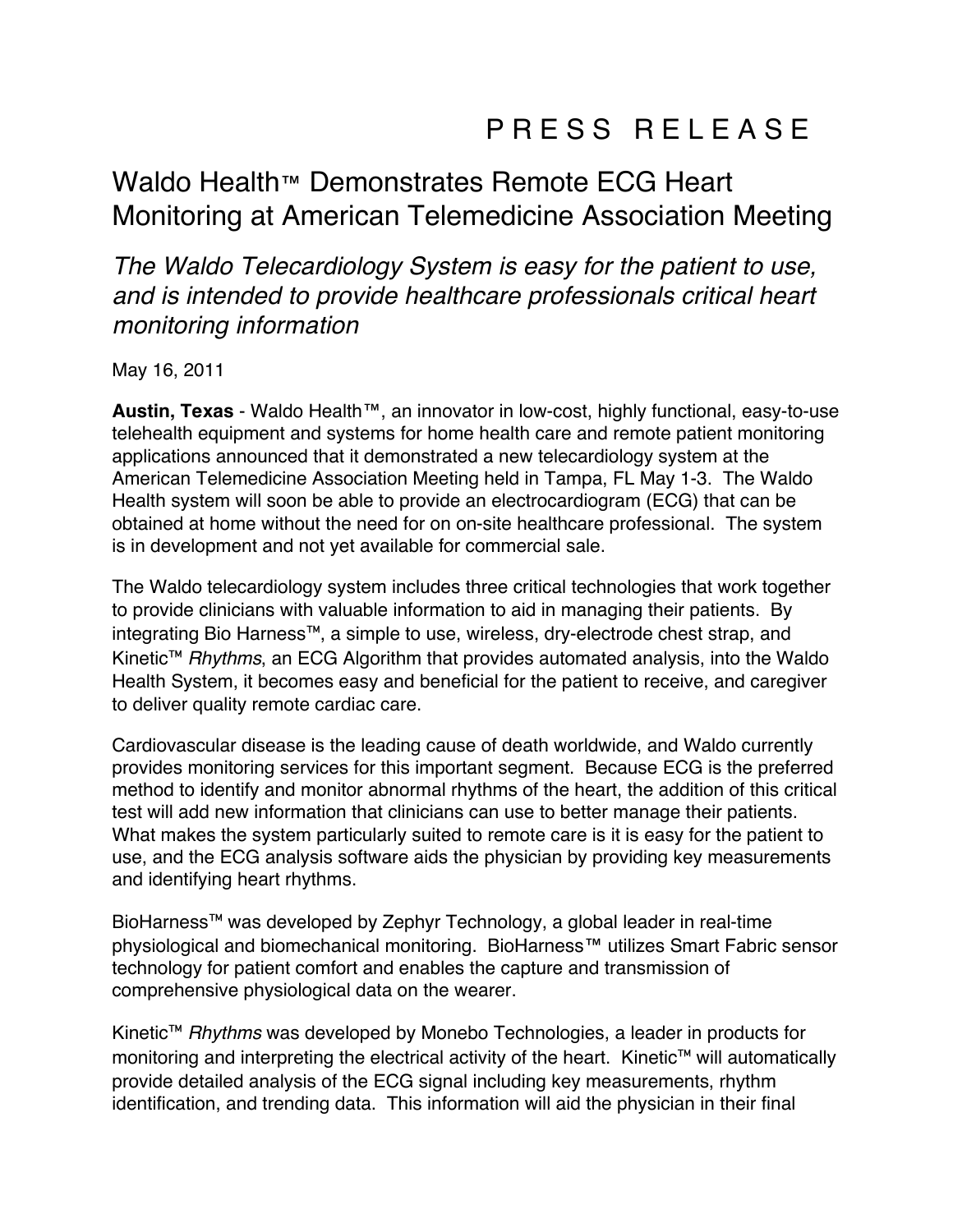# PRESS RELEASE

## Waldo Health™ Demonstrates Remote ECG Heart Monitoring at American Telemedicine Association Meeting

### *The Waldo Telecardiology System is easy for the patient to use, and is intended to provide healthcare professionals critical heart monitoring information*

May 16, 2011

**Austin, Texas** - Waldo Health™, an innovator in low-cost, highly functional, easy-to-use telehealth equipment and systems for home health care and remote patient monitoring applications announced that it demonstrated a new telecardiology system at the American Telemedicine Association Meeting held in Tampa, FL May 1-3. The Waldo Health system will soon be able to provide an electrocardiogram (ECG) that can be obtained at home without the need for on on-site healthcare professional. The system is in development and not yet available for commercial sale.

The Waldo telecardiology system includes three critical technologies that work together to provide clinicians with valuable information to aid in managing their patients. By integrating Bio Harness™, a simple to use, wireless, dry-electrode chest strap, and Kinetic™ *Rhythms*, an ECG Algorithm that provides automated analysis, into the Waldo Health System, it becomes easy and beneficial for the patient to receive, and caregiver to deliver quality remote cardiac care.

Cardiovascular disease is the leading cause of death worldwide, and Waldo currently provides monitoring services for this important segment. Because ECG is the preferred method to identify and monitor abnormal rhythms of the heart, the addition of this critical test will add new information that clinicians can use to better manage their patients. What makes the system particularly suited to remote care is it is easy for the patient to use, and the ECG analysis software aids the physician by providing key measurements and identifying heart rhythms.

BioHarness™ was developed by Zephyr Technology, a global leader in real-time physiological and biomechanical monitoring. BioHarness™ utilizes Smart Fabric sensor technology for patient comfort and enables the capture and transmission of comprehensive physiological data on the wearer.

Kinetic™ *Rhythms* was developed by Monebo Technologies, a leader in products for monitoring and interpreting the electrical activity of the heart. Kinetic™ will automatically provide detailed analysis of the ECG signal including key measurements, rhythm identification, and trending data. This information will aid the physician in their final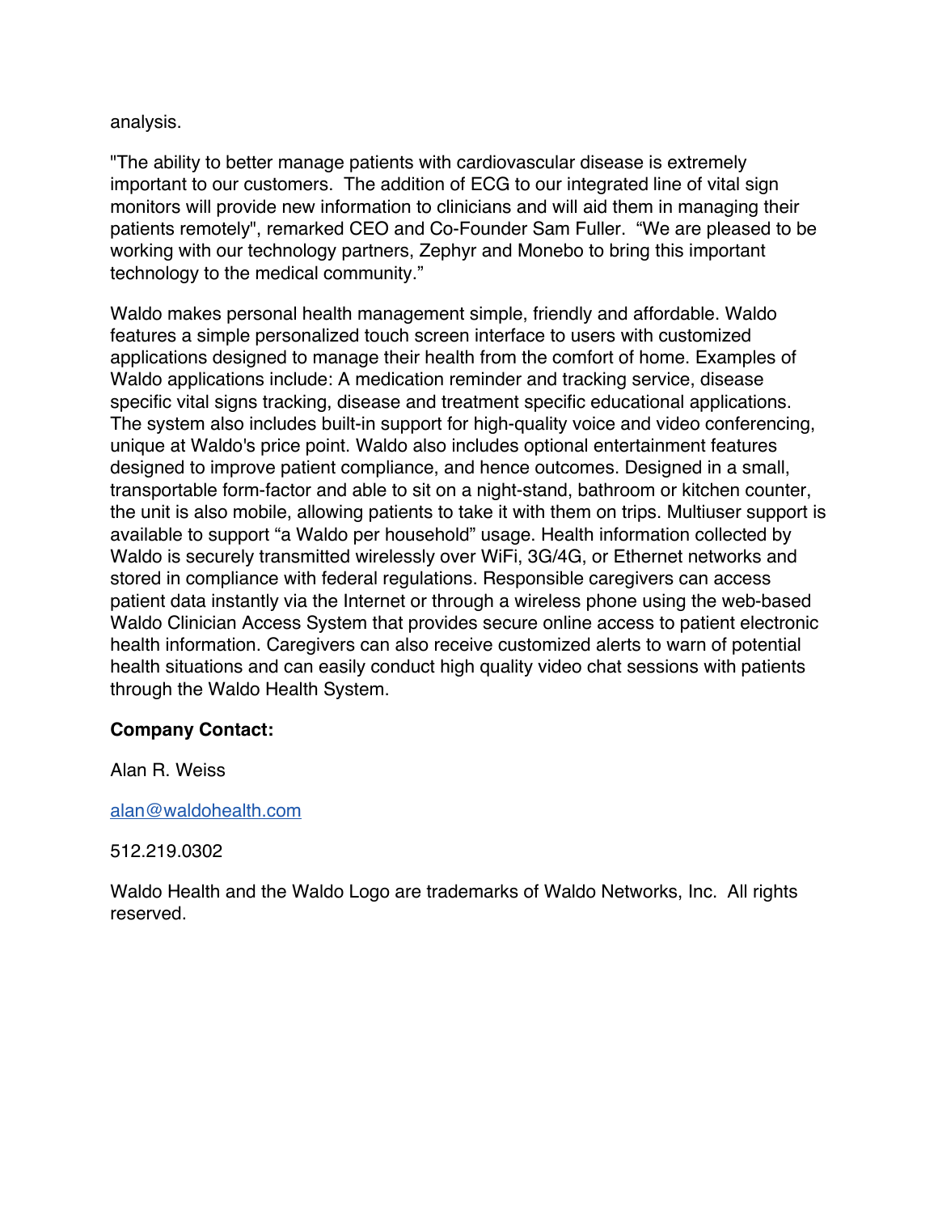analysis.

"The ability to better manage patients with cardiovascular disease is extremely important to our customers. The addition of ECG to our integrated line of vital sign monitors will provide new information to clinicians and will aid them in managing their patients remotely", remarked CEO and Co-Founder Sam Fuller. "We are pleased to be working with our technology partners, Zephyr and Monebo to bring this important technology to the medical community."

Waldo makes personal health management simple, friendly and affordable. Waldo features a simple personalized touch screen interface to users with customized applications designed to manage their health from the comfort of home. Examples of Waldo applications include: A medication reminder and tracking service, disease specific vital signs tracking, disease and treatment specific educational applications. The system also includes built-in support for high-quality voice and video conferencing, unique at Waldo's price point. Waldo also includes optional entertainment features designed to improve patient compliance, and hence outcomes. Designed in a small, transportable form-factor and able to sit on a night-stand, bathroom or kitchen counter, the unit is also mobile, allowing patients to take it with them on trips. Multiuser support is available to support "a Waldo per household" usage. Health information collected by Waldo is securely transmitted wirelessly over WiFi, 3G/4G, or Ethernet networks and stored in compliance with federal regulations. Responsible caregivers can access patient data instantly via the Internet or through a wireless phone using the web-based Waldo Clinician Access System that provides secure online access to patient electronic health information. Caregivers can also receive customized alerts to warn of potential health situations and can easily conduct high quality video chat sessions with patients through the Waldo Health System.

**Company Contact:**

Alan R. Weiss

alan@waldohealth.com

512.219.0302

Waldo Health and the Waldo Logo are trademarks of Waldo Networks, Inc. All rights reserved.